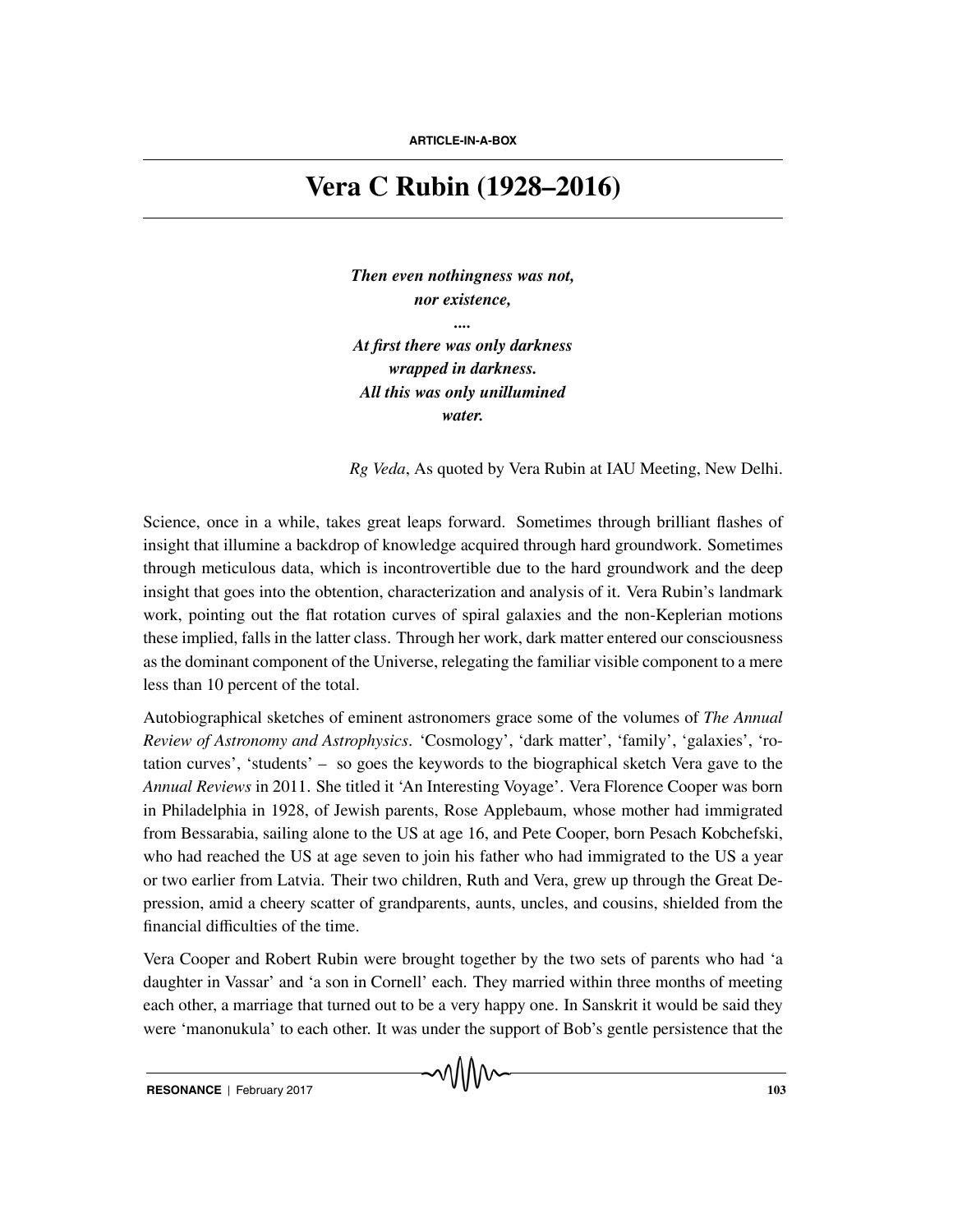ARTICLE-IN-A-BOX

# Vera C Rubin (1928–2016)

***Then even nothingness was not,***
***nor existence,***
***....***
***At first there was only darkness***
***wrapped in darkness.***
***All this was only unillumined***
***water.***

*Rg Veda*, As quoted by Vera Rubin at IAU Meeting, New Delhi.

Science, once in a while, takes great leaps forward. Sometimes through brilliant flashes of insight that illumine a backdrop of knowledge acquired through hard groundwork. Sometimes through meticulous data, which is incontrovertible due to the hard groundwork and the deep insight that goes into the obtention, characterization and analysis of it. Vera Rubin's landmark work, pointing out the flat rotation curves of spiral galaxies and the non-Keplerian motions these implied, falls in the latter class. Through her work, dark matter entered our consciousness as the dominant component of the Universe, relegating the familiar visible component to a mere less than 10 percent of the total.

Autobiographical sketches of eminent astronomers grace some of the volumes of *The Annual Review of Astronomy and Astrophysics*. 'Cosmology', 'dark matter', 'family', 'galaxies', 'rotation curves', 'students' – so goes the keywords to the biographical sketch Vera gave to the *Annual Reviews* in 2011. She titled it 'An Interesting Voyage'. Vera Florence Cooper was born in Philadelphia in 1928, of Jewish parents, Rose Applebaum, whose mother had immigrated from Bessarabia, sailing alone to the US at age 16, and Pete Cooper, born Pesach Kobchefski, who had reached the US at age seven to join his father who had immigrated to the US a year or two earlier from Latvia. Their two children, Ruth and Vera, grew up through the Great Depression, amid a cheery scatter of grandparents, aunts, uncles, and cousins, shielded from the financial difficulties of the time.

Vera Cooper and Robert Rubin were brought together by the two sets of parents who had 'a daughter in Vassar' and 'a son in Cornell' each. They married within three months of meeting each other, a marriage that turned out to be a very happy one. In Sanskrit it would be said they were 'manonukula' to each other. It was under the support of Bob's gentle persistence that the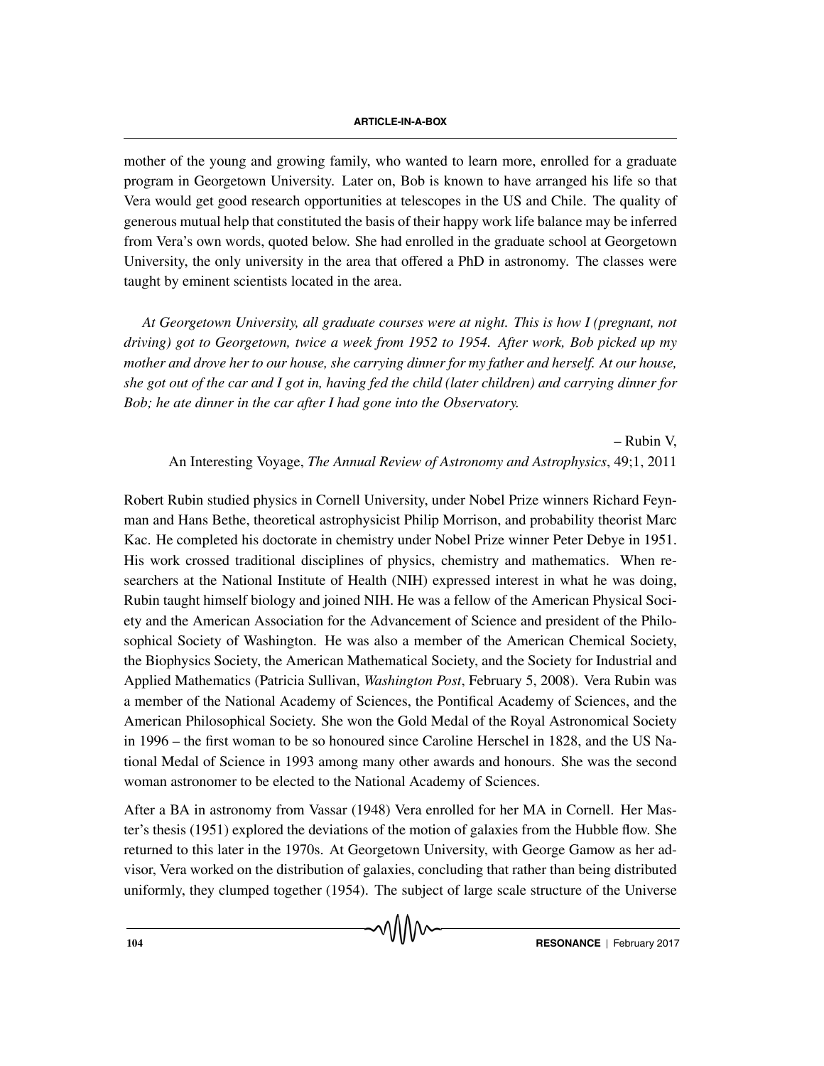mother of the young and growing family, who wanted to learn more, enrolled for a graduate program in Georgetown University. Later on, Bob is known to have arranged his life so that Vera would get good research opportunities at telescopes in the US and Chile. The quality of generous mutual help that constituted the basis of their happy work life balance may be inferred from Vera's own words, quoted below. She had enrolled in the graduate school at Georgetown University, the only university in the area that offered a PhD in astronomy. The classes were taught by eminent scientists located in the area.

*At Georgetown University, all graduate courses were at night. This is how I (pregnant, not driving) got to Georgetown, twice a week from 1952 to 1954. After work, Bob picked up my mother and drove her to our house, she carrying dinner for my father and herself. At our house, she got out of the car and I got in, having fed the child (later children) and carrying dinner for Bob; he ate dinner in the car after I had gone into the Observatory.*

– Rubin V,
An Interesting Voyage, *The Annual Review of Astronomy and Astrophysics*, 49;1, 2011

Robert Rubin studied physics in Cornell University, under Nobel Prize winners Richard Feynman and Hans Bethe, theoretical astrophysicist Philip Morrison, and probability theorist Marc Kac. He completed his doctorate in chemistry under Nobel Prize winner Peter Debye in 1951. His work crossed traditional disciplines of physics, chemistry and mathematics. When researchers at the National Institute of Health (NIH) expressed interest in what he was doing, Rubin taught himself biology and joined NIH. He was a fellow of the American Physical Society and the American Association for the Advancement of Science and president of the Philosophical Society of Washington. He was also a member of the American Chemical Society, the Biophysics Society, the American Mathematical Society, and the Society for Industrial and Applied Mathematics (Patricia Sullivan, *Washington Post*, February 5, 2008). Vera Rubin was a member of the National Academy of Sciences, the Pontifical Academy of Sciences, and the American Philosophical Society. She won the Gold Medal of the Royal Astronomical Society in 1996 – the first woman to be so honoured since Caroline Herschel in 1828, and the US National Medal of Science in 1993 among many other awards and honours. She was the second woman astronomer to be elected to the National Academy of Sciences.

After a BA in astronomy from Vassar (1948) Vera enrolled for her MA in Cornell. Her Master's thesis (1951) explored the deviations of the motion of galaxies from the Hubble flow. She returned to this later in the 1970s. At Georgetown University, with George Gamow as her advisor, Vera worked on the distribution of galaxies, concluding that rather than being distributed uniformly, they clumped together (1954). The subject of large scale structure of the Universe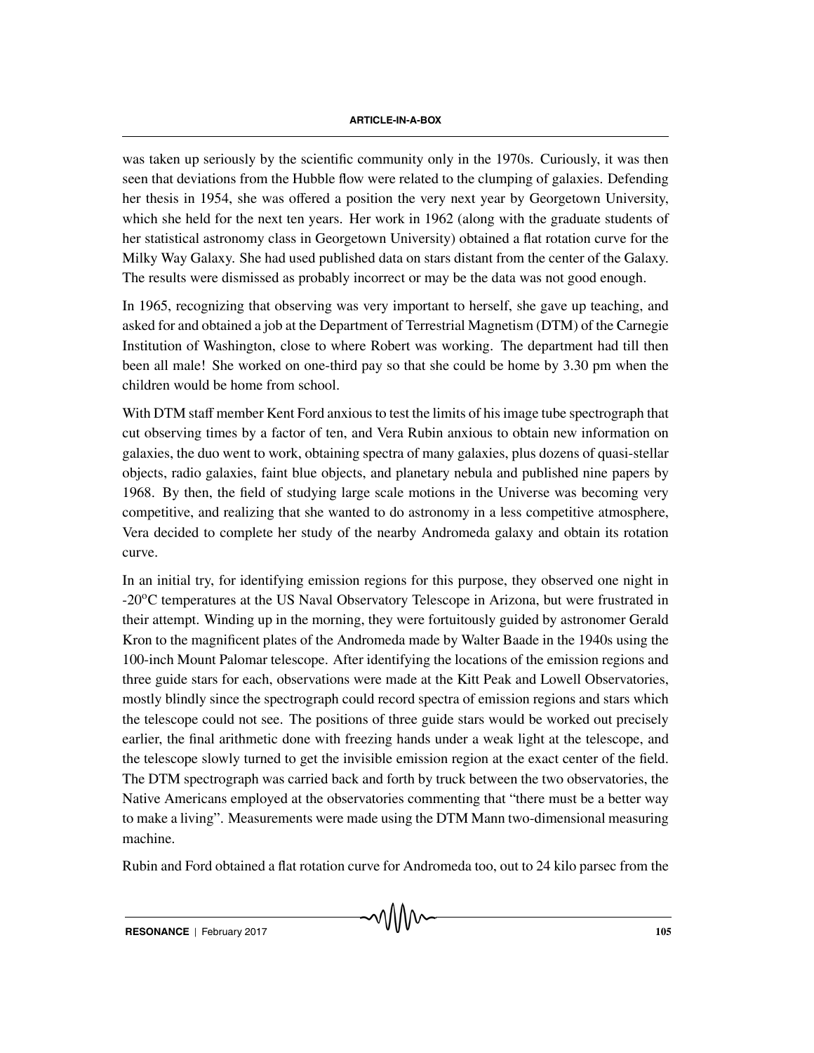was taken up seriously by the scientific community only in the 1970s. Curiously, it was then seen that deviations from the Hubble flow were related to the clumping of galaxies. Defending her thesis in 1954, she was offered a position the very next year by Georgetown University, which she held for the next ten years. Her work in 1962 (along with the graduate students of her statistical astronomy class in Georgetown University) obtained a flat rotation curve for the Milky Way Galaxy. She had used published data on stars distant from the center of the Galaxy. The results were dismissed as probably incorrect or may be the data was not good enough.

In 1965, recognizing that observing was very important to herself, she gave up teaching, and asked for and obtained a job at the Department of Terrestrial Magnetism (DTM) of the Carnegie Institution of Washington, close to where Robert was working. The department had till then been all male! She worked on one-third pay so that she could be home by 3.30 pm when the children would be home from school.

With DTM staff member Kent Ford anxious to test the limits of his image tube spectrograph that cut observing times by a factor of ten, and Vera Rubin anxious to obtain new information on galaxies, the duo went to work, obtaining spectra of many galaxies, plus dozens of quasi-stellar objects, radio galaxies, faint blue objects, and planetary nebula and published nine papers by 1968. By then, the field of studying large scale motions in the Universe was becoming very competitive, and realizing that she wanted to do astronomy in a less competitive atmosphere, Vera decided to complete her study of the nearby Andromeda galaxy and obtain its rotation curve.

In an initial try, for identifying emission regions for this purpose, they observed one night in -20$^{o}$C temperatures at the US Naval Observatory Telescope in Arizona, but were frustrated in their attempt. Winding up in the morning, they were fortuitously guided by astronomer Gerald Kron to the magnificent plates of the Andromeda made by Walter Baade in the 1940s using the 100-inch Mount Palomar telescope. After identifying the locations of the emission regions and three guide stars for each, observations were made at the Kitt Peak and Lowell Observatories, mostly blindly since the spectrograph could record spectra of emission regions and stars which the telescope could not see. The positions of three guide stars would be worked out precisely earlier, the final arithmetic done with freezing hands under a weak light at the telescope, and the telescope slowly turned to get the invisible emission region at the exact center of the field. The DTM spectrograph was carried back and forth by truck between the two observatories, the Native Americans employed at the observatories commenting that "there must be a better way to make a living". Measurements were made using the DTM Mann two-dimensional measuring machine.

Rubin and Ford obtained a flat rotation curve for Andromeda too, out to 24 kilo parsec from the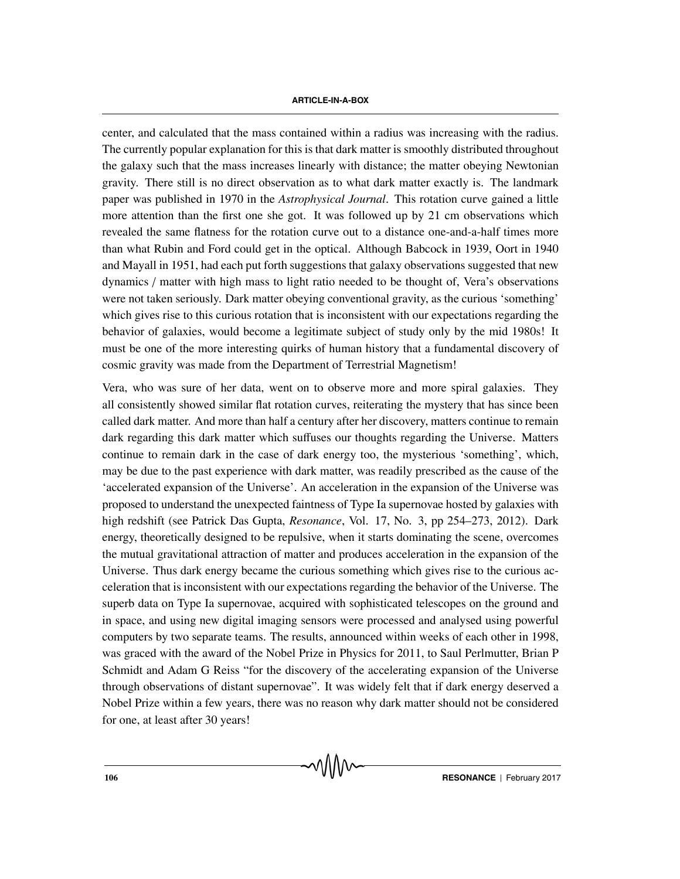center, and calculated that the mass contained within a radius was increasing with the radius. The currently popular explanation for this is that dark matter is smoothly distributed throughout the galaxy such that the mass increases linearly with distance; the matter obeying Newtonian gravity. There still is no direct observation as to what dark matter exactly is. The landmark paper was published in 1970 in the *Astrophysical Journal*. This rotation curve gained a little more attention than the first one she got. It was followed up by 21 cm observations which revealed the same flatness for the rotation curve out to a distance one-and-a-half times more than what Rubin and Ford could get in the optical. Although Babcock in 1939, Oort in 1940 and Mayall in 1951, had each put forth suggestions that galaxy observations suggested that new dynamics / matter with high mass to light ratio needed to be thought of, Vera's observations were not taken seriously. Dark matter obeying conventional gravity, as the curious 'something' which gives rise to this curious rotation that is inconsistent with our expectations regarding the behavior of galaxies, would become a legitimate subject of study only by the mid 1980s! It must be one of the more interesting quirks of human history that a fundamental discovery of cosmic gravity was made from the Department of Terrestrial Magnetism!

Vera, who was sure of her data, went on to observe more and more spiral galaxies. They all consistently showed similar flat rotation curves, reiterating the mystery that has since been called dark matter. And more than half a century after her discovery, matters continue to remain dark regarding this dark matter which suffuses our thoughts regarding the Universe. Matters continue to remain dark in the case of dark energy too, the mysterious 'something', which, may be due to the past experience with dark matter, was readily prescribed as the cause of the 'accelerated expansion of the Universe'. An acceleration in the expansion of the Universe was proposed to understand the unexpected faintness of Type Ia supernovae hosted by galaxies with high redshift (see Patrick Das Gupta, *Resonance*, Vol. 17, No. 3, pp 254–273, 2012). Dark energy, theoretically designed to be repulsive, when it starts dominating the scene, overcomes the mutual gravitational attraction of matter and produces acceleration in the expansion of the Universe. Thus dark energy became the curious something which gives rise to the curious acceleration that is inconsistent with our expectations regarding the behavior of the Universe. The superb data on Type Ia supernovae, acquired with sophisticated telescopes on the ground and in space, and using new digital imaging sensors were processed and analysed using powerful computers by two separate teams. The results, announced within weeks of each other in 1998, was graced with the award of the Nobel Prize in Physics for 2011, to Saul Perlmutter, Brian P Schmidt and Adam G Reiss "for the discovery of the accelerating expansion of the Universe through observations of distant supernovae". It was widely felt that if dark energy deserved a Nobel Prize within a few years, there was no reason why dark matter should not be considered for one, at least after 30 years!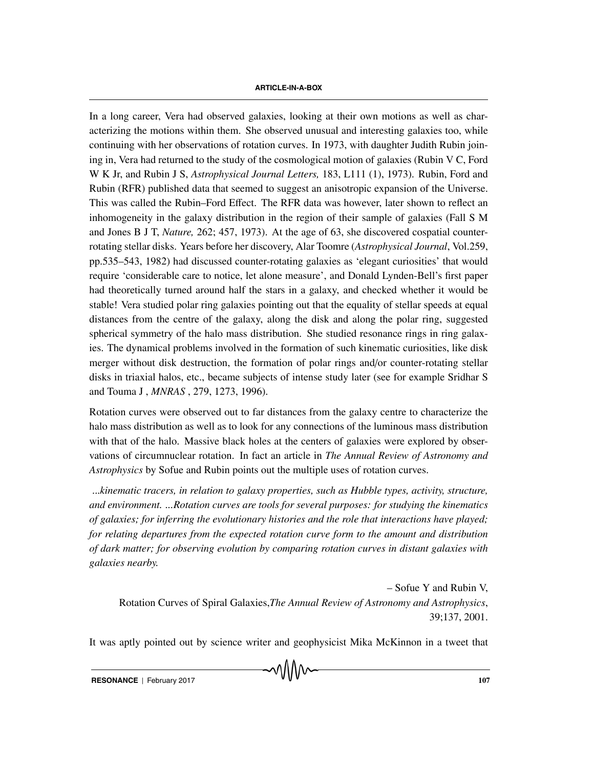In a long career, Vera had observed galaxies, looking at their own motions as well as characterizing the motions within them. She observed unusual and interesting galaxies too, while continuing with her observations of rotation curves. In 1973, with daughter Judith Rubin joining in, Vera had returned to the study of the cosmological motion of galaxies (Rubin V C, Ford W K Jr, and Rubin J S, *Astrophysical Journal Letters,* 183, L111 (1), 1973). Rubin, Ford and Rubin (RFR) published data that seemed to suggest an anisotropic expansion of the Universe. This was called the Rubin–Ford Effect. The RFR data was however, later shown to reflect an inhomogeneity in the galaxy distribution in the region of their sample of galaxies (Fall S M and Jones B J T, *Nature,* 262; 457, 1973). At the age of 63, she discovered cospatial counter-rotating stellar disks. Years before her discovery, Alar Toomre (*Astrophysical Journal*, Vol.259, pp.535–543, 1982) had discussed counter-rotating galaxies as 'elegant curiosities' that would require 'considerable care to notice, let alone measure', and Donald Lynden-Bell's first paper had theoretically turned around half the stars in a galaxy, and checked whether it would be stable! Vera studied polar ring galaxies pointing out that the equality of stellar speeds at equal distances from the centre of the galaxy, along the disk and along the polar ring, suggested spherical symmetry of the halo mass distribution. She studied resonance rings in ring galaxies. The dynamical problems involved in the formation of such kinematic curiosities, like disk merger without disk destruction, the formation of polar rings and/or counter-rotating stellar disks in triaxial halos, etc., became subjects of intense study later (see for example Sridhar S and Touma J , *MNRAS* , 279, 1273, 1996).

Rotation curves were observed out to far distances from the galaxy centre to characterize the halo mass distribution as well as to look for any connections of the luminous mass distribution with that of the halo. Massive black holes at the centers of galaxies were explored by observations of circumnuclear rotation. In fact an article in *The Annual Review of Astronomy and Astrophysics* by Sofue and Rubin points out the multiple uses of rotation curves.

*...kinematic tracers, in relation to galaxy properties, such as Hubble types, activity, structure, and environment. ...Rotation curves are tools for several purposes: for studying the kinematics of galaxies; for inferring the evolutionary histories and the role that interactions have played; for relating departures from the expected rotation curve form to the amount and distribution of dark matter; for observing evolution by comparing rotation curves in distant galaxies with galaxies nearby.*

– Sofue Y and Rubin V,
Rotation Curves of Spiral Galaxies,*The Annual Review of Astronomy and Astrophysics*, 39;137, 2001.

It was aptly pointed out by science writer and geophysicist Mika McKinnon in a tweet that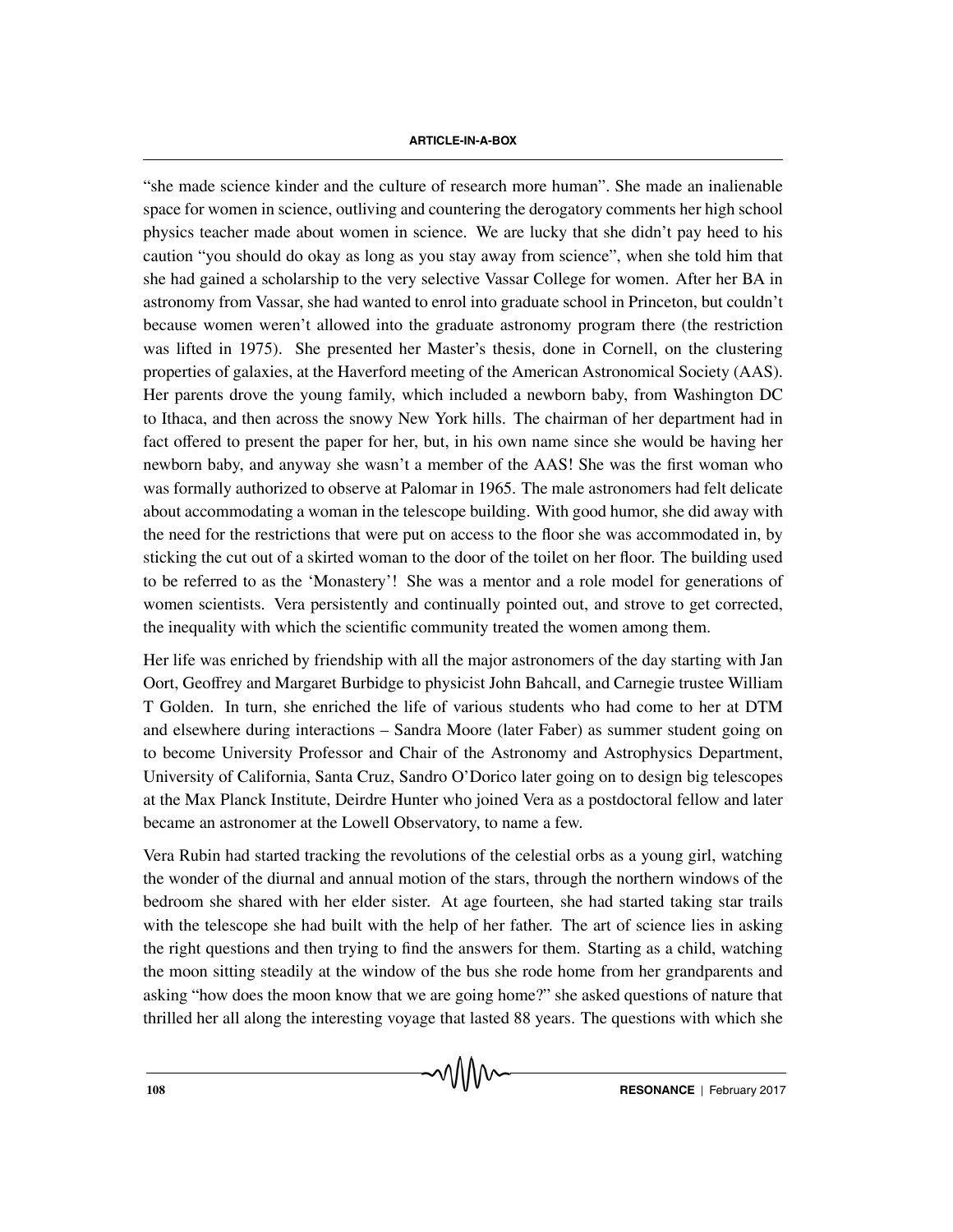"she made science kinder and the culture of research more human". She made an inalienable space for women in science, outliving and countering the derogatory comments her high school physics teacher made about women in science. We are lucky that she didn't pay heed to his caution "you should do okay as long as you stay away from science", when she told him that she had gained a scholarship to the very selective Vassar College for women. After her BA in astronomy from Vassar, she had wanted to enrol into graduate school in Princeton, but couldn't because women weren't allowed into the graduate astronomy program there (the restriction was lifted in 1975). She presented her Master's thesis, done in Cornell, on the clustering properties of galaxies, at the Haverford meeting of the American Astronomical Society (AAS). Her parents drove the young family, which included a newborn baby, from Washington DC to Ithaca, and then across the snowy New York hills. The chairman of her department had in fact offered to present the paper for her, but, in his own name since she would be having her newborn baby, and anyway she wasn't a member of the AAS! She was the first woman who was formally authorized to observe at Palomar in 1965. The male astronomers had felt delicate about accommodating a woman in the telescope building. With good humor, she did away with the need for the restrictions that were put on access to the floor she was accommodated in, by sticking the cut out of a skirted woman to the door of the toilet on her floor. The building used to be referred to as the 'Monastery'! She was a mentor and a role model for generations of women scientists. Vera persistently and continually pointed out, and strove to get corrected, the inequality with which the scientific community treated the women among them.

Her life was enriched by friendship with all the major astronomers of the day starting with Jan Oort, Geoffrey and Margaret Burbidge to physicist John Bahcall, and Carnegie trustee William T Golden. In turn, she enriched the life of various students who had come to her at DTM and elsewhere during interactions – Sandra Moore (later Faber) as summer student going on to become University Professor and Chair of the Astronomy and Astrophysics Department, University of California, Santa Cruz, Sandro O'Dorico later going on to design big telescopes at the Max Planck Institute, Deirdre Hunter who joined Vera as a postdoctoral fellow and later became an astronomer at the Lowell Observatory, to name a few.

Vera Rubin had started tracking the revolutions of the celestial orbs as a young girl, watching the wonder of the diurnal and annual motion of the stars, through the northern windows of the bedroom she shared with her elder sister. At age fourteen, she had started taking star trails with the telescope she had built with the help of her father. The art of science lies in asking the right questions and then trying to find the answers for them. Starting as a child, watching the moon sitting steadily at the window of the bus she rode home from her grandparents and asking "how does the moon know that we are going home?" she asked questions of nature that thrilled her all along the interesting voyage that lasted 88 years. The questions with which she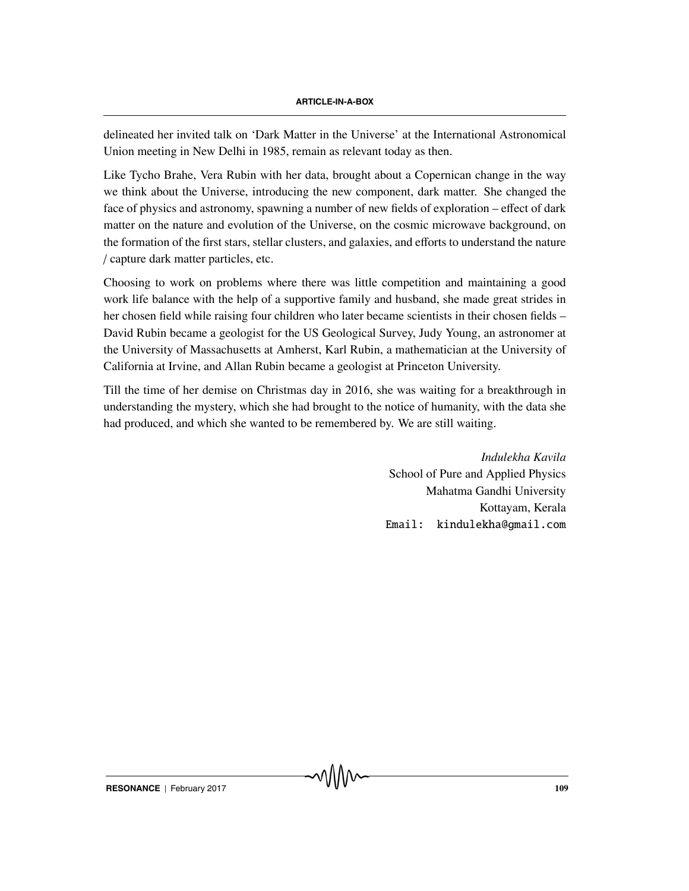delineated her invited talk on 'Dark Matter in the Universe' at the International Astronomical Union meeting in New Delhi in 1985, remain as relevant today as then.

Like Tycho Brahe, Vera Rubin with her data, brought about a Copernican change in the way we think about the Universe, introducing the new component, dark matter. She changed the face of physics and astronomy, spawning a number of new fields of exploration – effect of dark matter on the nature and evolution of the Universe, on the cosmic microwave background, on the formation of the first stars, stellar clusters, and galaxies, and efforts to understand the nature / capture dark matter particles, etc.

Choosing to work on problems where there was little competition and maintaining a good work life balance with the help of a supportive family and husband, she made great strides in her chosen field while raising four children who later became scientists in their chosen fields – David Rubin became a geologist for the US Geological Survey, Judy Young, an astronomer at the University of Massachusetts at Amherst, Karl Rubin, a mathematician at the University of California at Irvine, and Allan Rubin became a geologist at Princeton University.

Till the time of her demise on Christmas day in 2016, she was waiting for a breakthrough in understanding the mystery, which she had brought to the notice of humanity, with the data she had produced, and which she wanted to be remembered by. We are still waiting.

*Indulekha Kavila*
School of Pure and Applied Physics
Mahatma Gandhi University
Kottayam, Kerala
Email: kindulekha@gmail.com